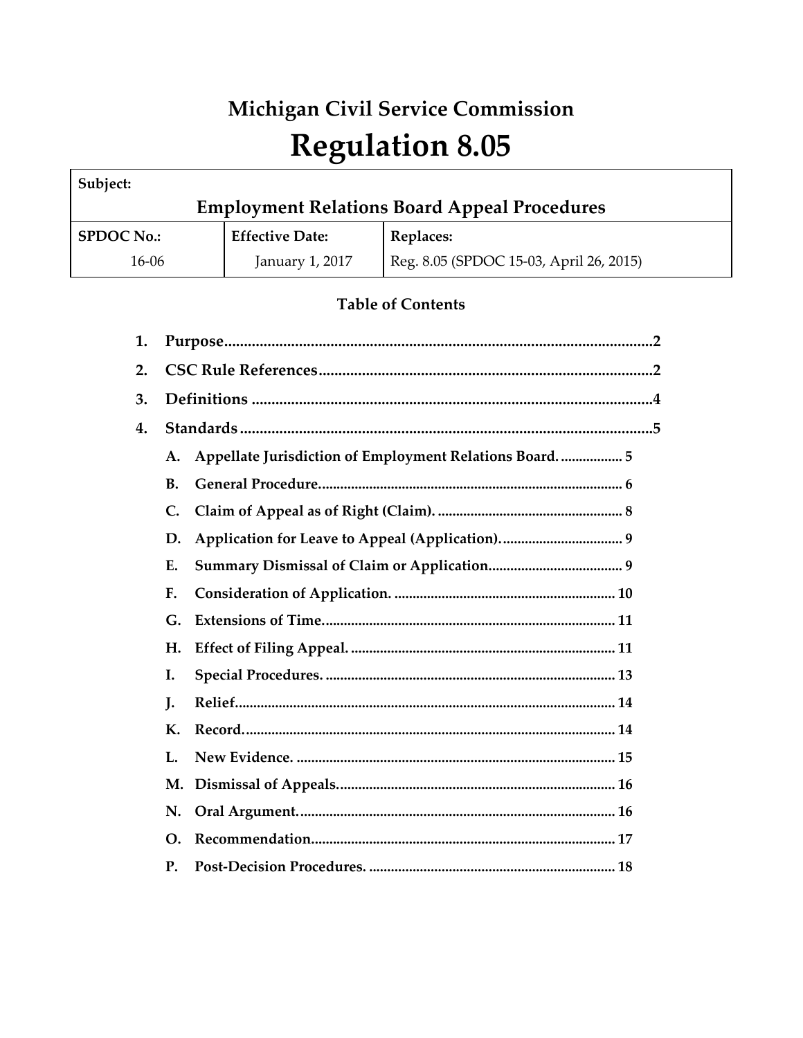# Michigan Civil Service Commission

# Regulation 8.05

| Subject: | | |
|---|---|---|
| **Employment Relations Board Appeal Procedures** | | |
| **SPDOC No.:** | **Effective Date:** | **Replaces:** |
| 16-06 | January 1, 2017 | Reg. 8.05 (SPDOC 15-03, April 26, 2015) |

### Table of Contents

1. **Purpose**............................................................................................2
2. **CSC Rule References**....................................................................2
3. **Definitions** .....................................................................................4
4. **Standards**........................................................................................5
   - **A. Appellate Jurisdiction of Employment Relations Board.** ................. 5
   - **B. General Procedure.**................................................................... 6
   - **C. Claim of Appeal as of Right (Claim).** ........................................ 8
   - **D. Application for Leave to Appeal (Application).**.......................... 9
   - **E. Summary Dismissal of Claim or Application.**............................. 9
   - **F. Consideration of Application.** .................................................. 10
   - **G. Extensions of Time.**................................................................ 11
   - **H. Effect of Filing Appeal.** .......................................................... 11
   - **I. Special Procedures.** ................................................................ 13
   - **J. Relief.**..................................................................................... 14
   - **K. Record.**................................................................................... 14
   - **L. New Evidence.** ....................................................................... 15
   - **M. Dismissal of Appeals.**............................................................. 16
   - **N. Oral Argument.**...................................................................... 16
   - **O. Recommendation.**.................................................................. 17
   - **P. Post-Decision Procedures.** ...................................................... 18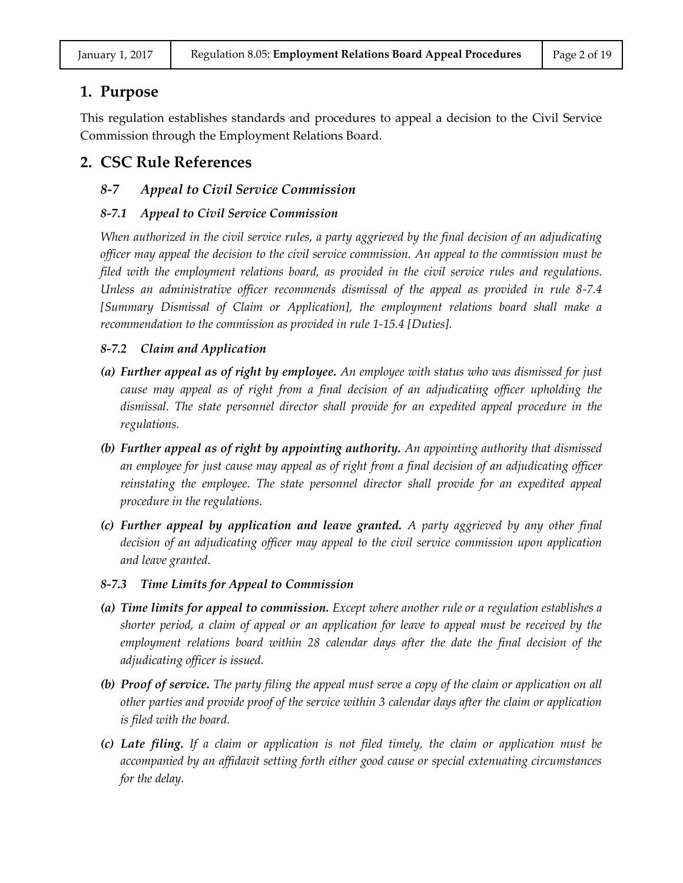## 1. Purpose

This regulation establishes standards and procedures to appeal a decision to the Civil Service Commission through the Employment Relations Board.

## 2. CSC Rule References

### *8-7 Appeal to Civil Service Commission*

#### *8-7.1 Appeal to Civil Service Commission*

*When authorized in the civil service rules, a party aggrieved by the final decision of an adjudicating officer may appeal the decision to the civil service commission. An appeal to the commission must be filed with the employment relations board, as provided in the civil service rules and regulations. Unless an administrative officer recommends dismissal of the appeal as provided in rule 8-7.4 [Summary Dismissal of Claim or Application], the employment relations board shall make a recommendation to the commission as provided in rule 1-15.4 [Duties].*

#### *8-7.2 Claim and Application*

- ***(a) Further appeal as of right by employee.*** *An employee with status who was dismissed for just cause may appeal as of right from a final decision of an adjudicating officer upholding the dismissal. The state personnel director shall provide for an expedited appeal procedure in the regulations.*
- ***(b) Further appeal as of right by appointing authority.*** *An appointing authority that dismissed an employee for just cause may appeal as of right from a final decision of an adjudicating officer reinstating the employee. The state personnel director shall provide for an expedited appeal procedure in the regulations.*
- ***(c) Further appeal by application and leave granted.*** *A party aggrieved by any other final decision of an adjudicating officer may appeal to the civil service commission upon application and leave granted.*

#### *8-7.3 Time Limits for Appeal to Commission*

- ***(a) Time limits for appeal to commission.*** *Except where another rule or a regulation establishes a shorter period, a claim of appeal or an application for leave to appeal must be received by the employment relations board within 28 calendar days after the date the final decision of the adjudicating officer is issued.*
- ***(b) Proof of service.*** *The party filing the appeal must serve a copy of the claim or application on all other parties and provide proof of the service within 3 calendar days after the claim or application is filed with the board.*
- ***(c) Late filing.*** *If a claim or application is not filed timely, the claim or application must be accompanied by an affidavit setting forth either good cause or special extenuating circumstances for the delay.*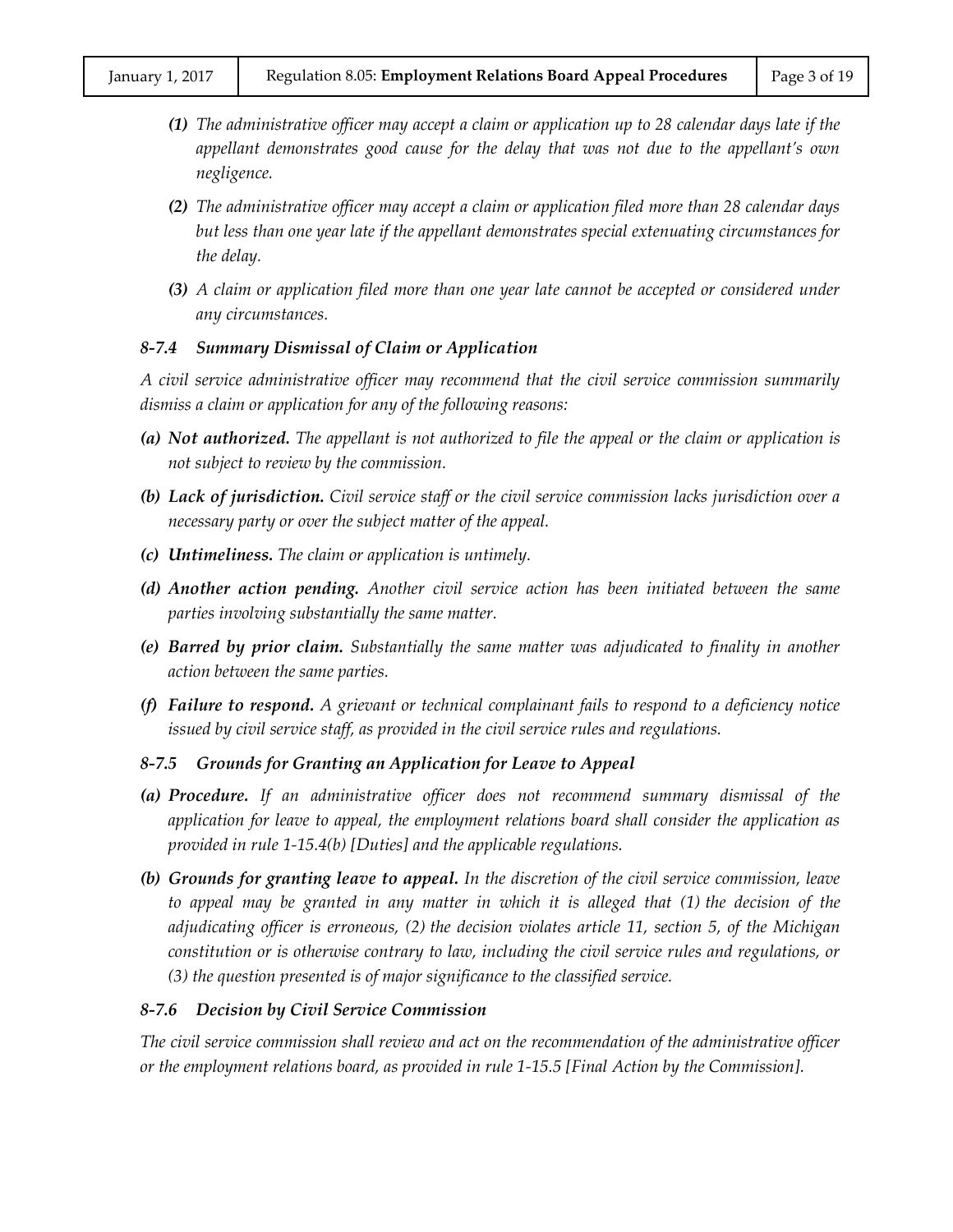*(1) The administrative officer may accept a claim or application up to 28 calendar days late if the appellant demonstrates good cause for the delay that was not due to the appellant's own negligence.*

*(2) The administrative officer may accept a claim or application filed more than 28 calendar days but less than one year late if the appellant demonstrates special extenuating circumstances for the delay.*

*(3) A claim or application filed more than one year late cannot be accepted or considered under any circumstances.*

### *8-7.4 Summary Dismissal of Claim or Application*

*A civil service administrative officer may recommend that the civil service commission summarily dismiss a claim or application for any of the following reasons:*

*(a) **Not authorized.** The appellant is not authorized to file the appeal or the claim or application is not subject to review by the commission.*

*(b) **Lack of jurisdiction.** Civil service staff or the civil service commission lacks jurisdiction over a necessary party or over the subject matter of the appeal.*

*(c) **Untimeliness.** The claim or application is untimely.*

*(d) **Another action pending.** Another civil service action has been initiated between the same parties involving substantially the same matter.*

*(e) **Barred by prior claim.** Substantially the same matter was adjudicated to finality in another action between the same parties.*

*(f) **Failure to respond.** A grievant or technical complainant fails to respond to a deficiency notice issued by civil service staff, as provided in the civil service rules and regulations.*

### *8-7.5 Grounds for Granting an Application for Leave to Appeal*

*(a) **Procedure.** If an administrative officer does not recommend summary dismissal of the application for leave to appeal, the employment relations board shall consider the application as provided in rule 1-15.4(b) [Duties] and the applicable regulations.*

*(b) **Grounds for granting leave to appeal.** In the discretion of the civil service commission, leave to appeal may be granted in any matter in which it is alleged that (1) the decision of the adjudicating officer is erroneous, (2) the decision violates article 11, section 5, of the Michigan constitution or is otherwise contrary to law, including the civil service rules and regulations, or (3) the question presented is of major significance to the classified service.*

### *8-7.6 Decision by Civil Service Commission*

*The civil service commission shall review and act on the recommendation of the administrative officer or the employment relations board, as provided in rule 1-15.5 [Final Action by the Commission].*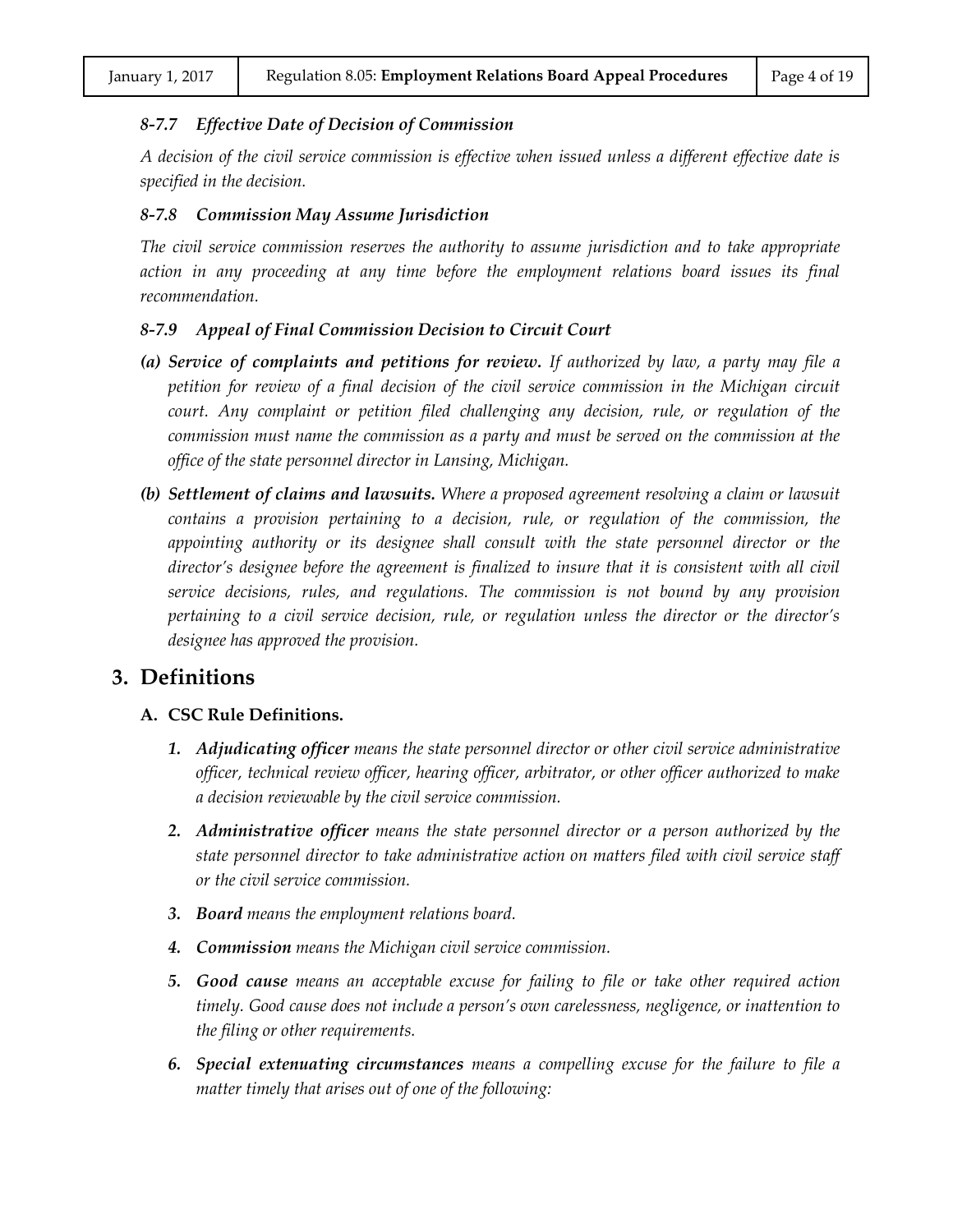#### *8-7.7 Effective Date of Decision of Commission*

*A decision of the civil service commission is effective when issued unless a different effective date is specified in the decision.*

#### *8-7.8 Commission May Assume Jurisdiction*

*The civil service commission reserves the authority to assume jurisdiction and to take appropriate action in any proceeding at any time before the employment relations board issues its final recommendation.*

#### *8-7.9 Appeal of Final Commission Decision to Circuit Court*

***(a) Service of complaints and petitions for review.*** *If authorized by law, a party may file a petition for review of a final decision of the civil service commission in the Michigan circuit court. Any complaint or petition filed challenging any decision, rule, or regulation of the commission must name the commission as a party and must be served on the commission at the office of the state personnel director in Lansing, Michigan.*

***(b) Settlement of claims and lawsuits.*** *Where a proposed agreement resolving a claim or lawsuit contains a provision pertaining to a decision, rule, or regulation of the commission, the appointing authority or its designee shall consult with the state personnel director or the director's designee before the agreement is finalized to insure that it is consistent with all civil service decisions, rules, and regulations. The commission is not bound by any provision pertaining to a civil service decision, rule, or regulation unless the director or the director's designee has approved the provision.*

## 3. Definitions

### A. CSC Rule Definitions.

1. ***Adjudicating officer*** *means the state personnel director or other civil service administrative officer, technical review officer, hearing officer, arbitrator, or other officer authorized to make a decision reviewable by the civil service commission.*
2. ***Administrative officer*** *means the state personnel director or a person authorized by the state personnel director to take administrative action on matters filed with civil service staff or the civil service commission.*
3. ***Board*** *means the employment relations board.*
4. ***Commission*** *means the Michigan civil service commission.*
5. ***Good cause*** *means an acceptable excuse for failing to file or take other required action timely. Good cause does not include a person's own carelessness, negligence, or inattention to the filing or other requirements.*
6. ***Special extenuating circumstances*** *means a compelling excuse for the failure to file a matter timely that arises out of one of the following:*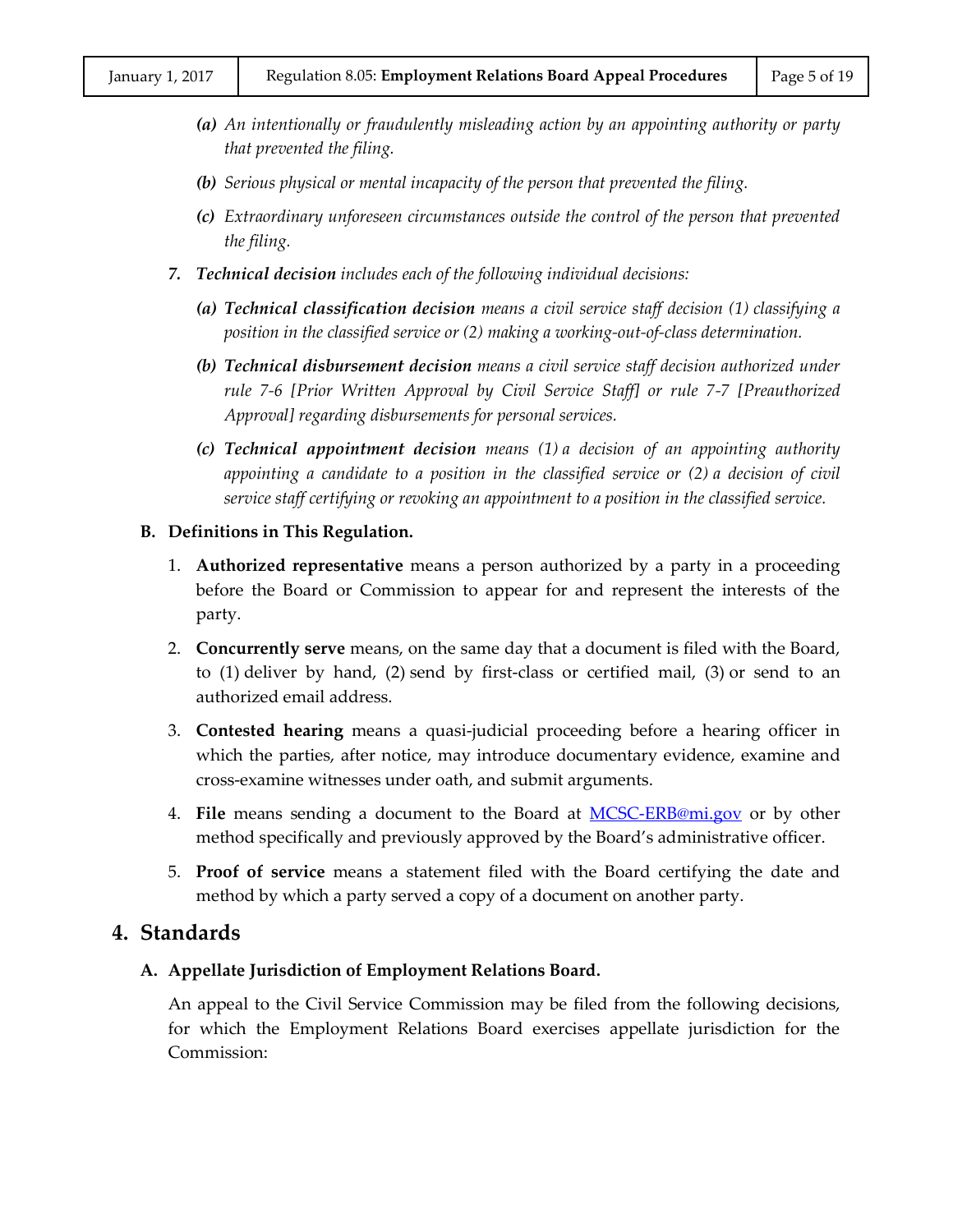*(a)* *An intentionally or fraudulently misleading action by an appointing authority or party that prevented the filing.*

*(b)* *Serious physical or mental incapacity of the person that prevented the filing.*

*(c)* *Extraordinary unforeseen circumstances outside the control of the person that prevented the filing.*

***7.*** ***Technical decision*** *includes each of the following individual decisions:*

*(a)* ***Technical classification decision*** *means a civil service staff decision (1) classifying a position in the classified service or (2) making a working-out-of-class determination.*

*(b)* ***Technical disbursement decision*** *means a civil service staff decision authorized under rule 7-6 [Prior Written Approval by Civil Service Staff] or rule 7-7 [Preauthorized Approval] regarding disbursements for personal services.*

*(c)* ***Technical appointment decision*** *means (1) a decision of an appointing authority appointing a candidate to a position in the classified service or (2) a decision of civil service staff certifying or revoking an appointment to a position in the classified service.*

**B. Definitions in This Regulation.**

1. **Authorized representative** means a person authorized by a party in a proceeding before the Board or Commission to appear for and represent the interests of the party.

2. **Concurrently serve** means, on the same day that a document is filed with the Board, to (1) deliver by hand, (2) send by first-class or certified mail, (3) or send to an authorized email address.

3. **Contested hearing** means a quasi-judicial proceeding before a hearing officer in which the parties, after notice, may introduce documentary evidence, examine and cross-examine witnesses under oath, and submit arguments.

4. **File** means sending a document to the Board at [MCSC-ERB@mi.gov](mailto:MCSC-ERB@mi.gov) or by other method specifically and previously approved by the Board's administrative officer.

5. **Proof of service** means a statement filed with the Board certifying the date and method by which a party served a copy of a document on another party.

## 4. Standards

**A. Appellate Jurisdiction of Employment Relations Board.**

An appeal to the Civil Service Commission may be filed from the following decisions, for which the Employment Relations Board exercises appellate jurisdiction for the Commission: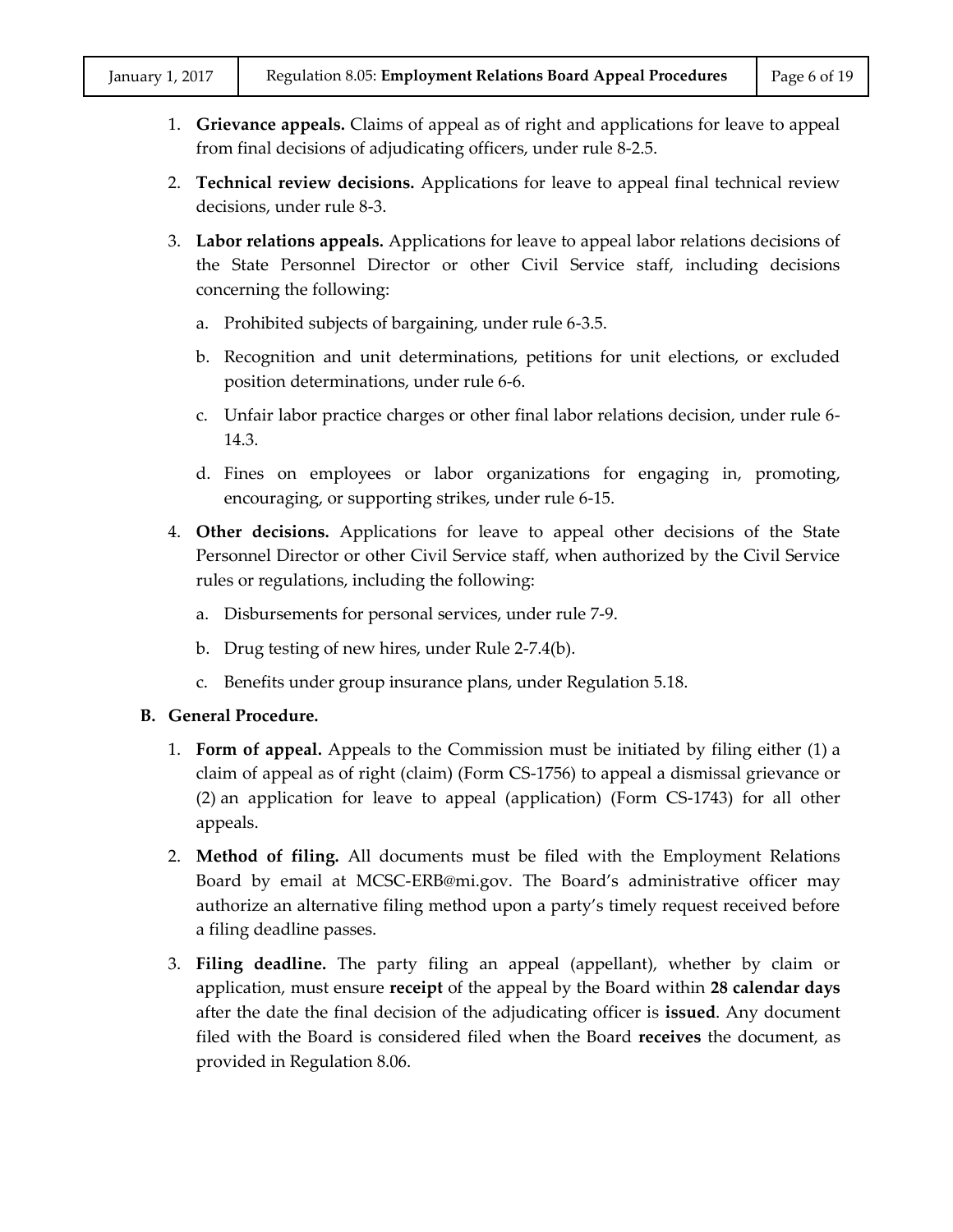1. **Grievance appeals.** Claims of appeal as of right and applications for leave to appeal from final decisions of adjudicating officers, under rule 8-2.5.

2. **Technical review decisions.** Applications for leave to appeal final technical review decisions, under rule 8-3.

3. **Labor relations appeals.** Applications for leave to appeal labor relations decisions of the State Personnel Director or other Civil Service staff, including decisions concerning the following:

   a. Prohibited subjects of bargaining, under rule 6-3.5.

   b. Recognition and unit determinations, petitions for unit elections, or excluded position determinations, under rule 6-6.

   c. Unfair labor practice charges or other final labor relations decision, under rule 6-14.3.

   d. Fines on employees or labor organizations for engaging in, promoting, encouraging, or supporting strikes, under rule 6-15.

4. **Other decisions.** Applications for leave to appeal other decisions of the State Personnel Director or other Civil Service staff, when authorized by the Civil Service rules or regulations, including the following:

   a. Disbursements for personal services, under rule 7-9.

   b. Drug testing of new hires, under Rule 2-7.4(b).

   c. Benefits under group insurance plans, under Regulation 5.18.

**B. General Procedure.**

1. **Form of appeal.** Appeals to the Commission must be initiated by filing either (1) a claim of appeal as of right (claim) (Form CS-1756) to appeal a dismissal grievance or (2) an application for leave to appeal (application) (Form CS-1743) for all other appeals.

2. **Method of filing.** All documents must be filed with the Employment Relations Board by email at MCSC-ERB@mi.gov. The Board's administrative officer may authorize an alternative filing method upon a party's timely request received before a filing deadline passes.

3. **Filing deadline.** The party filing an appeal (appellant), whether by claim or application, must ensure **receipt** of the appeal by the Board within **28 calendar days** after the date the final decision of the adjudicating officer is **issued**. Any document filed with the Board is considered filed when the Board **receives** the document, as provided in Regulation 8.06.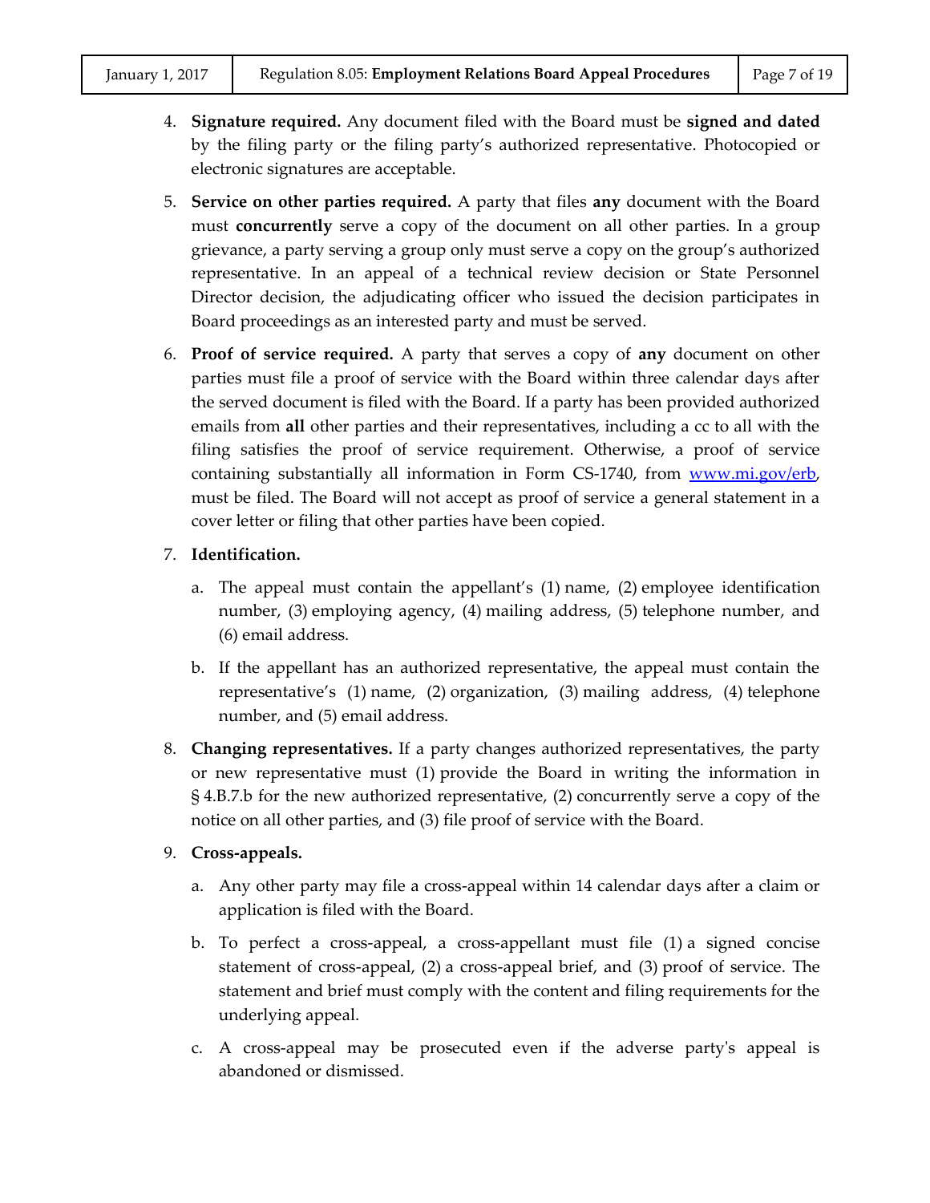4. **Signature required.** Any document filed with the Board must be **signed and dated** by the filing party or the filing party's authorized representative. Photocopied or electronic signatures are acceptable.

5. **Service on other parties required.** A party that files **any** document with the Board must **concurrently** serve a copy of the document on all other parties. In a group grievance, a party serving a group only must serve a copy on the group's authorized representative. In an appeal of a technical review decision or State Personnel Director decision, the adjudicating officer who issued the decision participates in Board proceedings as an interested party and must be served.

6. **Proof of service required.** A party that serves a copy of **any** document on other parties must file a proof of service with the Board within three calendar days after the served document is filed with the Board. If a party has been provided authorized emails from **all** other parties and their representatives, including a cc to all with the filing satisfies the proof of service requirement. Otherwise, a proof of service containing substantially all information in Form CS-1740, from [www.mi.gov/erb](www.mi.gov/erb), must be filed. The Board will not accept as proof of service a general statement in a cover letter or filing that other parties have been copied.

7. **Identification.**

   a. The appeal must contain the appellant's (1) name, (2) employee identification number, (3) employing agency, (4) mailing address, (5) telephone number, and (6) email address.

   b. If the appellant has an authorized representative, the appeal must contain the representative's (1) name, (2) organization, (3) mailing address, (4) telephone number, and (5) email address.

8. **Changing representatives.** If a party changes authorized representatives, the party or new representative must (1) provide the Board in writing the information in § 4.B.7.b for the new authorized representative, (2) concurrently serve a copy of the notice on all other parties, and (3) file proof of service with the Board.

9. **Cross-appeals.**

   a. Any other party may file a cross-appeal within 14 calendar days after a claim or application is filed with the Board.

   b. To perfect a cross-appeal, a cross-appellant must file (1) a signed concise statement of cross-appeal, (2) a cross-appeal brief, and (3) proof of service. The statement and brief must comply with the content and filing requirements for the underlying appeal.

   c. A cross-appeal may be prosecuted even if the adverse party's appeal is abandoned or dismissed.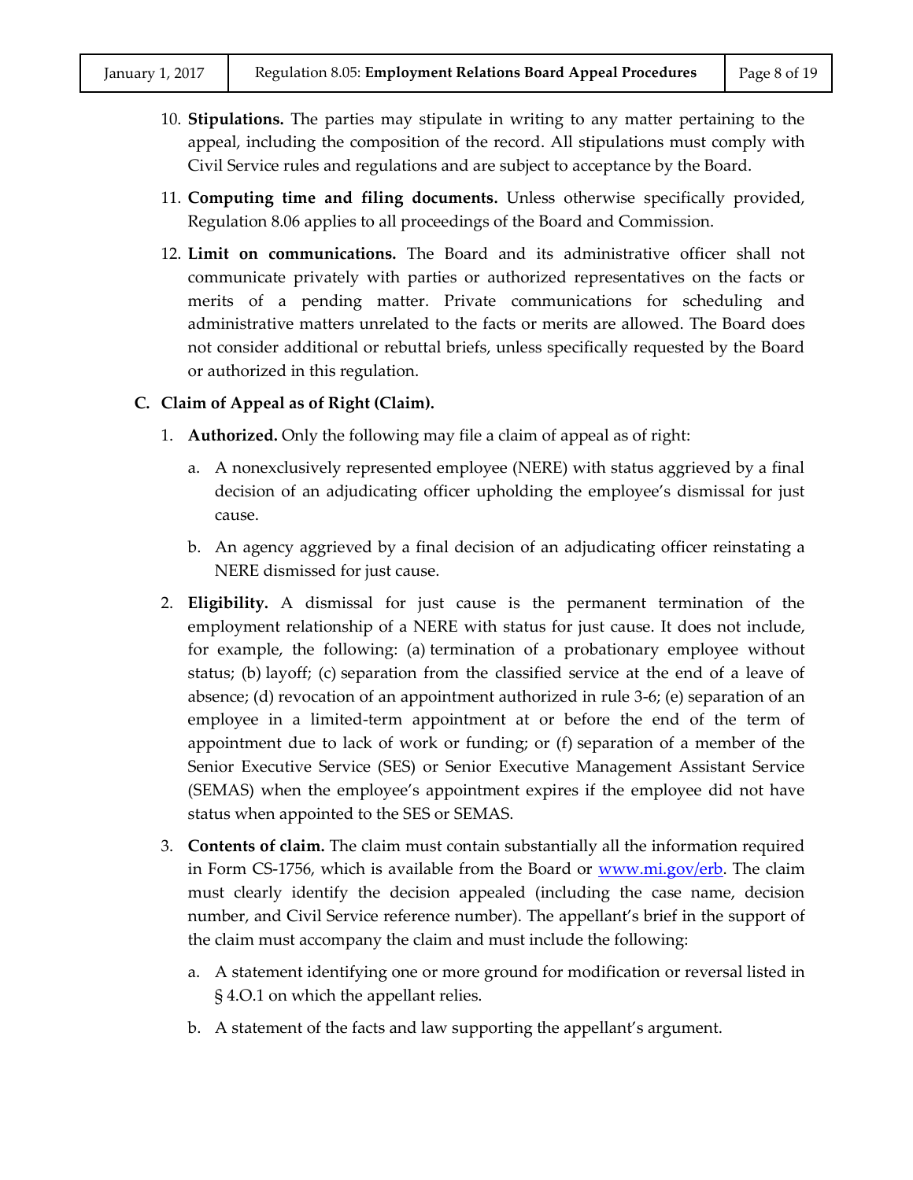10. **Stipulations.** The parties may stipulate in writing to any matter pertaining to the appeal, including the composition of the record. All stipulations must comply with Civil Service rules and regulations and are subject to acceptance by the Board.

11. **Computing time and filing documents.** Unless otherwise specifically provided, Regulation 8.06 applies to all proceedings of the Board and Commission.

12. **Limit on communications.** The Board and its administrative officer shall not communicate privately with parties or authorized representatives on the facts or merits of a pending matter. Private communications for scheduling and administrative matters unrelated to the facts or merits are allowed. The Board does not consider additional or rebuttal briefs, unless specifically requested by the Board or authorized in this regulation.

### C. Claim of Appeal as of Right (Claim).

1. **Authorized.** Only the following may file a claim of appeal as of right:

   a. A nonexclusively represented employee (NERE) with status aggrieved by a final decision of an adjudicating officer upholding the employee's dismissal for just cause.

   b. An agency aggrieved by a final decision of an adjudicating officer reinstating a NERE dismissed for just cause.

2. **Eligibility.** A dismissal for just cause is the permanent termination of the employment relationship of a NERE with status for just cause. It does not include, for example, the following: (a) termination of a probationary employee without status; (b) layoff; (c) separation from the classified service at the end of a leave of absence; (d) revocation of an appointment authorized in rule 3-6; (e) separation of an employee in a limited-term appointment at or before the end of the term of appointment due to lack of work or funding; or (f) separation of a member of the Senior Executive Service (SES) or Senior Executive Management Assistant Service (SEMAS) when the employee's appointment expires if the employee did not have status when appointed to the SES or SEMAS.

3. **Contents of claim.** The claim must contain substantially all the information required in Form CS-1756, which is available from the Board or [www.mi.gov/erb](www.mi.gov/erb). The claim must clearly identify the decision appealed (including the case name, decision number, and Civil Service reference number). The appellant's brief in the support of the claim must accompany the claim and must include the following:

   a. A statement identifying one or more ground for modification or reversal listed in § 4.O.1 on which the appellant relies.

   b. A statement of the facts and law supporting the appellant's argument.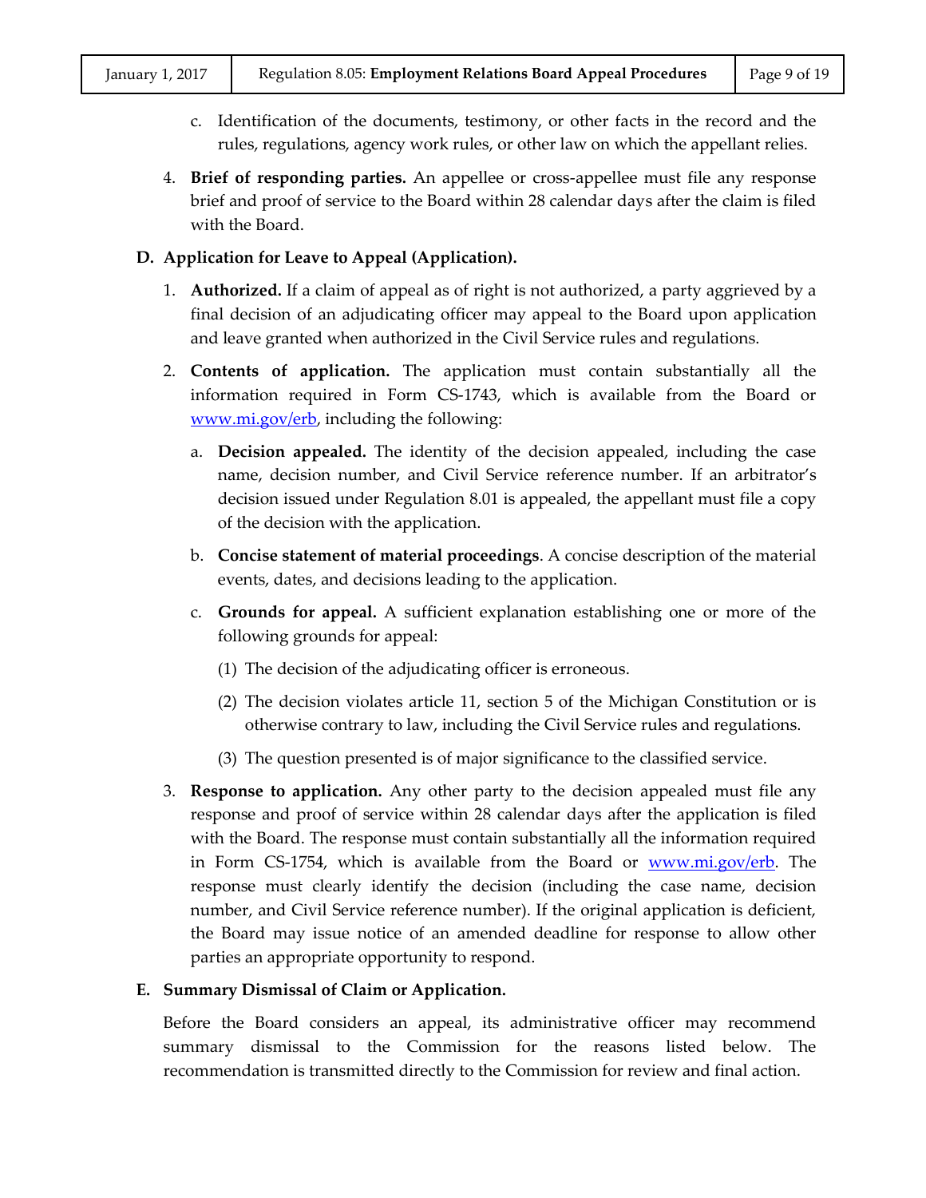c. Identification of the documents, testimony, or other facts in the record and the rules, regulations, agency work rules, or other law on which the appellant relies.

4. **Brief of responding parties.** An appellee or cross-appellee must file any response brief and proof of service to the Board within 28 calendar days after the claim is filed with the Board.

### D. Application for Leave to Appeal (Application).

1. **Authorized.** If a claim of appeal as of right is not authorized, a party aggrieved by a final decision of an adjudicating officer may appeal to the Board upon application and leave granted when authorized in the Civil Service rules and regulations.

2. **Contents of application.** The application must contain substantially all the information required in Form CS-1743, which is available from the Board or www.mi.gov/erb, including the following:

   a. **Decision appealed.** The identity of the decision appealed, including the case name, decision number, and Civil Service reference number. If an arbitrator's decision issued under Regulation 8.01 is appealed, the appellant must file a copy of the decision with the application.

   b. **Concise statement of material proceedings**. A concise description of the material events, dates, and decisions leading to the application.

   c. **Grounds for appeal.** A sufficient explanation establishing one or more of the following grounds for appeal:

      (1) The decision of the adjudicating officer is erroneous.

      (2) The decision violates article 11, section 5 of the Michigan Constitution or is otherwise contrary to law, including the Civil Service rules and regulations.

      (3) The question presented is of major significance to the classified service.

3. **Response to application.** Any other party to the decision appealed must file any response and proof of service within 28 calendar days after the application is filed with the Board. The response must contain substantially all the information required in Form CS-1754, which is available from the Board or www.mi.gov/erb. The response must clearly identify the decision (including the case name, decision number, and Civil Service reference number). If the original application is deficient, the Board may issue notice of an amended deadline for response to allow other parties an appropriate opportunity to respond.

### E. Summary Dismissal of Claim or Application.

Before the Board considers an appeal, its administrative officer may recommend summary dismissal to the Commission for the reasons listed below. The recommendation is transmitted directly to the Commission for review and final action.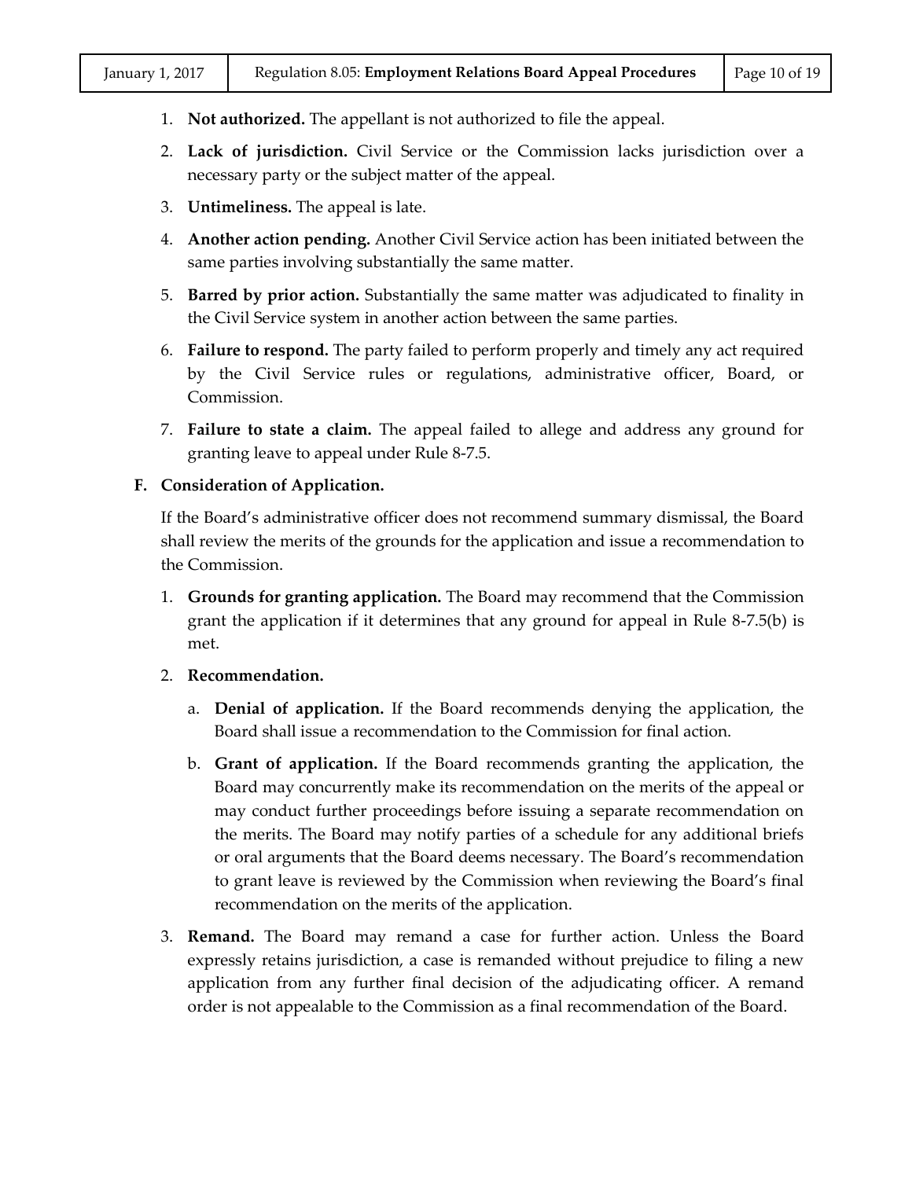1. **Not authorized.** The appellant is not authorized to file the appeal.

2. **Lack of jurisdiction.** Civil Service or the Commission lacks jurisdiction over a necessary party or the subject matter of the appeal.

3. **Untimeliness.** The appeal is late.

4. **Another action pending.** Another Civil Service action has been initiated between the same parties involving substantially the same matter.

5. **Barred by prior action.** Substantially the same matter was adjudicated to finality in the Civil Service system in another action between the same parties.

6. **Failure to respond.** The party failed to perform properly and timely any act required by the Civil Service rules or regulations, administrative officer, Board, or Commission.

7. **Failure to state a claim.** The appeal failed to allege and address any ground for granting leave to appeal under Rule 8-7.5.

**F. Consideration of Application.**

If the Board's administrative officer does not recommend summary dismissal, the Board shall review the merits of the grounds for the application and issue a recommendation to the Commission.

1. **Grounds for granting application.** The Board may recommend that the Commission grant the application if it determines that any ground for appeal in Rule 8-7.5(b) is met.

2. **Recommendation.**

   a. **Denial of application.** If the Board recommends denying the application, the Board shall issue a recommendation to the Commission for final action.

   b. **Grant of application.** If the Board recommends granting the application, the Board may concurrently make its recommendation on the merits of the appeal or may conduct further proceedings before issuing a separate recommendation on the merits. The Board may notify parties of a schedule for any additional briefs or oral arguments that the Board deems necessary. The Board's recommendation to grant leave is reviewed by the Commission when reviewing the Board's final recommendation on the merits of the application.

3. **Remand.** The Board may remand a case for further action. Unless the Board expressly retains jurisdiction, a case is remanded without prejudice to filing a new application from any further final decision of the adjudicating officer. A remand order is not appealable to the Commission as a final recommendation of the Board.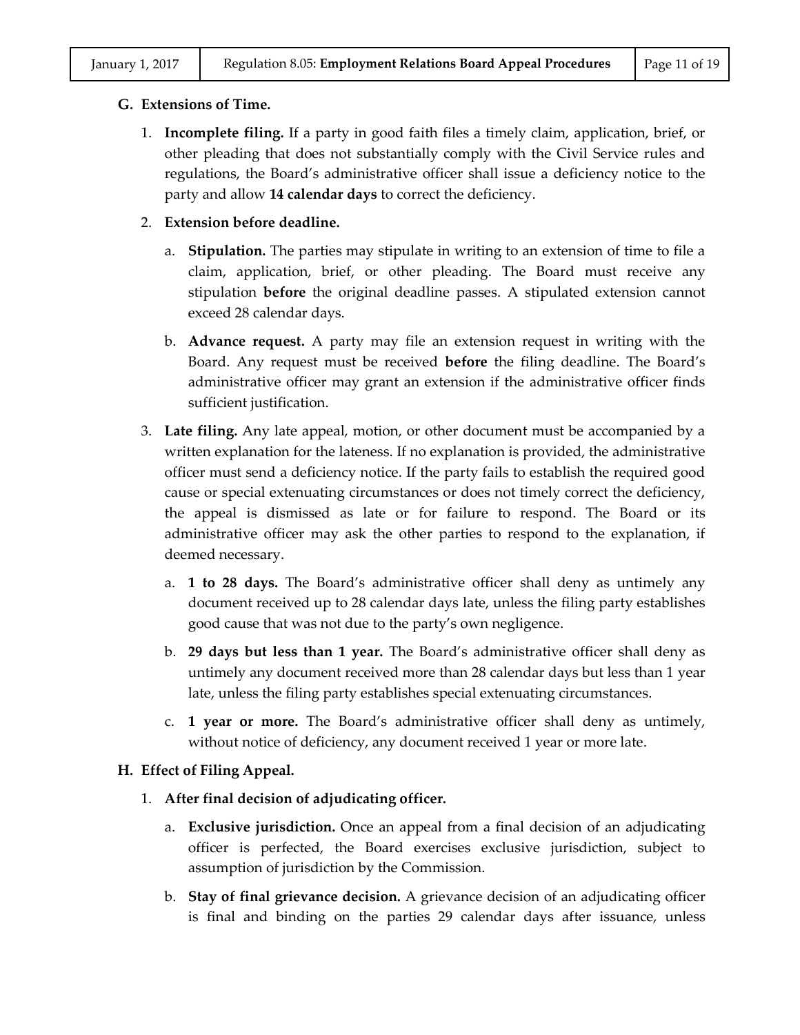## G. Extensions of Time.

1. **Incomplete filing.** If a party in good faith files a timely claim, application, brief, or other pleading that does not substantially comply with the Civil Service rules and regulations, the Board's administrative officer shall issue a deficiency notice to the party and allow **14 calendar days** to correct the deficiency.

2. **Extension before deadline.**

   a. **Stipulation.** The parties may stipulate in writing to an extension of time to file a claim, application, brief, or other pleading. The Board must receive any stipulation **before** the original deadline passes. A stipulated extension cannot exceed 28 calendar days.

   b. **Advance request.** A party may file an extension request in writing with the Board. Any request must be received **before** the filing deadline. The Board's administrative officer may grant an extension if the administrative officer finds sufficient justification.

3. **Late filing.** Any late appeal, motion, or other document must be accompanied by a written explanation for the lateness. If no explanation is provided, the administrative officer must send a deficiency notice. If the party fails to establish the required good cause or special extenuating circumstances or does not timely correct the deficiency, the appeal is dismissed as late or for failure to respond. The Board or its administrative officer may ask the other parties to respond to the explanation, if deemed necessary.

   a. **1 to 28 days.** The Board's administrative officer shall deny as untimely any document received up to 28 calendar days late, unless the filing party establishes good cause that was not due to the party's own negligence.

   b. **29 days but less than 1 year.** The Board's administrative officer shall deny as untimely any document received more than 28 calendar days but less than 1 year late, unless the filing party establishes special extenuating circumstances.

   c. **1 year or more.** The Board's administrative officer shall deny as untimely, without notice of deficiency, any document received 1 year or more late.

## H. Effect of Filing Appeal.

1. **After final decision of adjudicating officer.**

   a. **Exclusive jurisdiction.** Once an appeal from a final decision of an adjudicating officer is perfected, the Board exercises exclusive jurisdiction, subject to assumption of jurisdiction by the Commission.

   b. **Stay of final grievance decision.** A grievance decision of an adjudicating officer is final and binding on the parties 29 calendar days after issuance, unless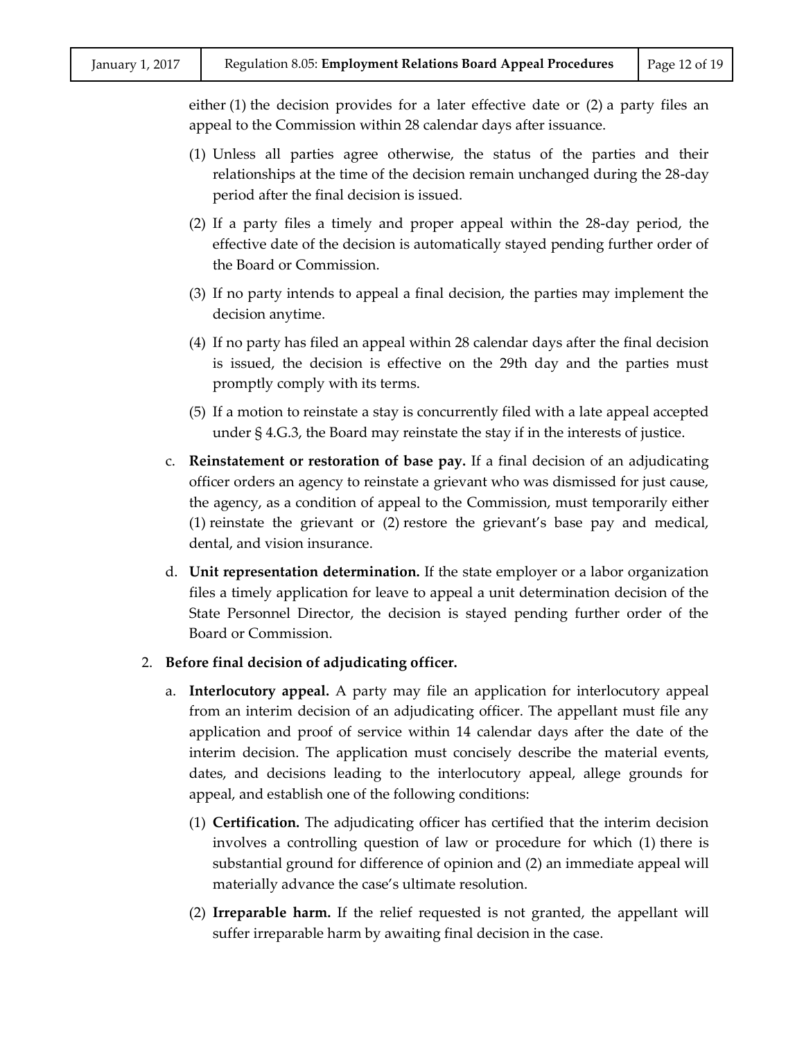either (1) the decision provides for a later effective date or (2) a party files an appeal to the Commission within 28 calendar days after issuance.

(1) Unless all parties agree otherwise, the status of the parties and their relationships at the time of the decision remain unchanged during the 28-day period after the final decision is issued.

(2) If a party files a timely and proper appeal within the 28-day period, the effective date of the decision is automatically stayed pending further order of the Board or Commission.

(3) If no party intends to appeal a final decision, the parties may implement the decision anytime.

(4) If no party has filed an appeal within 28 calendar days after the final decision is issued, the decision is effective on the 29th day and the parties must promptly comply with its terms.

(5) If a motion to reinstate a stay is concurrently filed with a late appeal accepted under § 4.G.3, the Board may reinstate the stay if in the interests of justice.

c. **Reinstatement or restoration of base pay.** If a final decision of an adjudicating officer orders an agency to reinstate a grievant who was dismissed for just cause, the agency, as a condition of appeal to the Commission, must temporarily either (1) reinstate the grievant or (2) restore the grievant's base pay and medical, dental, and vision insurance.

d. **Unit representation determination.** If the state employer or a labor organization files a timely application for leave to appeal a unit determination decision of the State Personnel Director, the decision is stayed pending further order of the Board or Commission.

2. **Before final decision of adjudicating officer.**

a. **Interlocutory appeal.** A party may file an application for interlocutory appeal from an interim decision of an adjudicating officer. The appellant must file any application and proof of service within 14 calendar days after the date of the interim decision. The application must concisely describe the material events, dates, and decisions leading to the interlocutory appeal, allege grounds for appeal, and establish one of the following conditions:

(1) **Certification.** The adjudicating officer has certified that the interim decision involves a controlling question of law or procedure for which (1) there is substantial ground for difference of opinion and (2) an immediate appeal will materially advance the case's ultimate resolution.

(2) **Irreparable harm.** If the relief requested is not granted, the appellant will suffer irreparable harm by awaiting final decision in the case.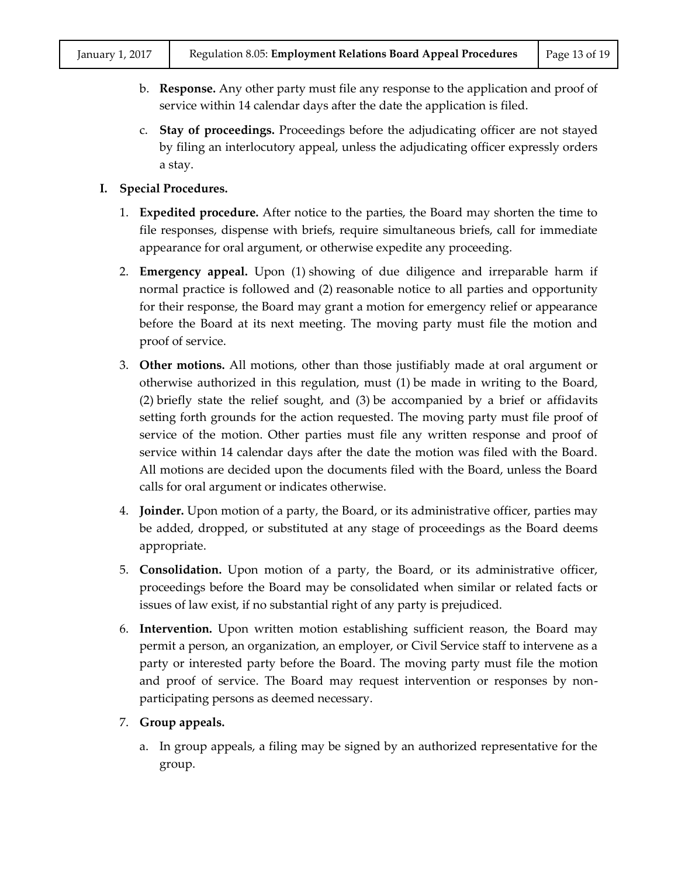b. **Response.** Any other party must file any response to the application and proof of service within 14 calendar days after the date the application is filed.

c. **Stay of proceedings.** Proceedings before the adjudicating officer are not stayed by filing an interlocutory appeal, unless the adjudicating officer expressly orders a stay.

**I. Special Procedures.**

1. **Expedited procedure.** After notice to the parties, the Board may shorten the time to file responses, dispense with briefs, require simultaneous briefs, call for immediate appearance for oral argument, or otherwise expedite any proceeding.

2. **Emergency appeal.** Upon (1) showing of due diligence and irreparable harm if normal practice is followed and (2) reasonable notice to all parties and opportunity for their response, the Board may grant a motion for emergency relief or appearance before the Board at its next meeting. The moving party must file the motion and proof of service.

3. **Other motions.** All motions, other than those justifiably made at oral argument or otherwise authorized in this regulation, must (1) be made in writing to the Board, (2) briefly state the relief sought, and (3) be accompanied by a brief or affidavits setting forth grounds for the action requested. The moving party must file proof of service of the motion. Other parties must file any written response and proof of service within 14 calendar days after the date the motion was filed with the Board. All motions are decided upon the documents filed with the Board, unless the Board calls for oral argument or indicates otherwise.

4. **Joinder.** Upon motion of a party, the Board, or its administrative officer, parties may be added, dropped, or substituted at any stage of proceedings as the Board deems appropriate.

5. **Consolidation.** Upon motion of a party, the Board, or its administrative officer, proceedings before the Board may be consolidated when similar or related facts or issues of law exist, if no substantial right of any party is prejudiced.

6. **Intervention.** Upon written motion establishing sufficient reason, the Board may permit a person, an organization, an employer, or Civil Service staff to intervene as a party or interested party before the Board. The moving party must file the motion and proof of service. The Board may request intervention or responses by non-participating persons as deemed necessary.

7. **Group appeals.**

   a. In group appeals, a filing may be signed by an authorized representative for the group.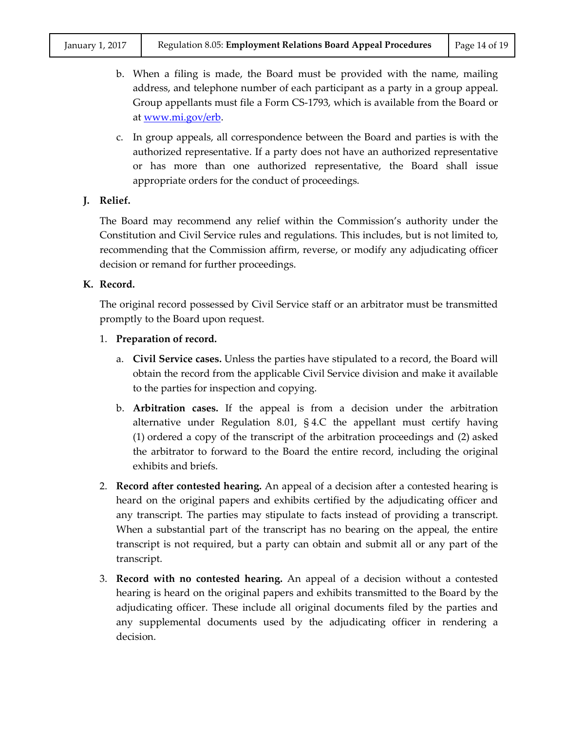b. When a filing is made, the Board must be provided with the name, mailing address, and telephone number of each participant as a party in a group appeal. Group appellants must file a Form CS-1793, which is available from the Board or at www.mi.gov/erb.

c. In group appeals, all correspondence between the Board and parties is with the authorized representative. If a party does not have an authorized representative or has more than one authorized representative, the Board shall issue appropriate orders for the conduct of proceedings.

**J. Relief.**

The Board may recommend any relief within the Commission's authority under the Constitution and Civil Service rules and regulations. This includes, but is not limited to, recommending that the Commission affirm, reverse, or modify any adjudicating officer decision or remand for further proceedings.

**K. Record.**

The original record possessed by Civil Service staff or an arbitrator must be transmitted promptly to the Board upon request.

1. **Preparation of record.**

   a. **Civil Service cases.** Unless the parties have stipulated to a record, the Board will obtain the record from the applicable Civil Service division and make it available to the parties for inspection and copying.

   b. **Arbitration cases.** If the appeal is from a decision under the arbitration alternative under Regulation 8.01, § 4.C the appellant must certify having (1) ordered a copy of the transcript of the arbitration proceedings and (2) asked the arbitrator to forward to the Board the entire record, including the original exhibits and briefs.

2. **Record after contested hearing.** An appeal of a decision after a contested hearing is heard on the original papers and exhibits certified by the adjudicating officer and any transcript. The parties may stipulate to facts instead of providing a transcript. When a substantial part of the transcript has no bearing on the appeal, the entire transcript is not required, but a party can obtain and submit all or any part of the transcript.

3. **Record with no contested hearing.** An appeal of a decision without a contested hearing is heard on the original papers and exhibits transmitted to the Board by the adjudicating officer. These include all original documents filed by the parties and any supplemental documents used by the adjudicating officer in rendering a decision.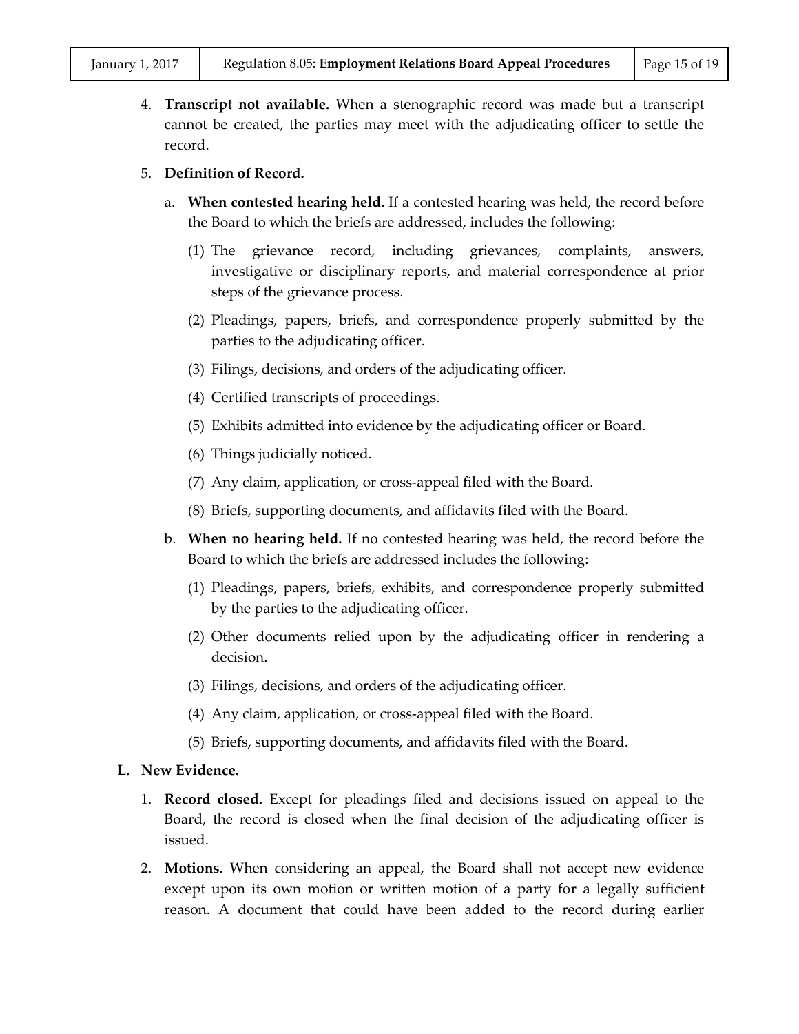4. **Transcript not available.** When a stenographic record was made but a transcript cannot be created, the parties may meet with the adjudicating officer to settle the record.

5. **Definition of Record.**

   a. **When contested hearing held.** If a contested hearing was held, the record before the Board to which the briefs are addressed, includes the following:

      (1) The grievance record, including grievances, complaints, answers, investigative or disciplinary reports, and material correspondence at prior steps of the grievance process.

      (2) Pleadings, papers, briefs, and correspondence properly submitted by the parties to the adjudicating officer.

      (3) Filings, decisions, and orders of the adjudicating officer.

      (4) Certified transcripts of proceedings.

      (5) Exhibits admitted into evidence by the adjudicating officer or Board.

      (6) Things judicially noticed.

      (7) Any claim, application, or cross-appeal filed with the Board.

      (8) Briefs, supporting documents, and affidavits filed with the Board.

   b. **When no hearing held.** If no contested hearing was held, the record before the Board to which the briefs are addressed includes the following:

      (1) Pleadings, papers, briefs, exhibits, and correspondence properly submitted by the parties to the adjudicating officer.

      (2) Other documents relied upon by the adjudicating officer in rendering a decision.

      (3) Filings, decisions, and orders of the adjudicating officer.

      (4) Any claim, application, or cross-appeal filed with the Board.

      (5) Briefs, supporting documents, and affidavits filed with the Board.

**L. New Evidence.**

1. **Record closed.** Except for pleadings filed and decisions issued on appeal to the Board, the record is closed when the final decision of the adjudicating officer is issued.

2. **Motions.** When considering an appeal, the Board shall not accept new evidence except upon its own motion or written motion of a party for a legally sufficient reason. A document that could have been added to the record during earlier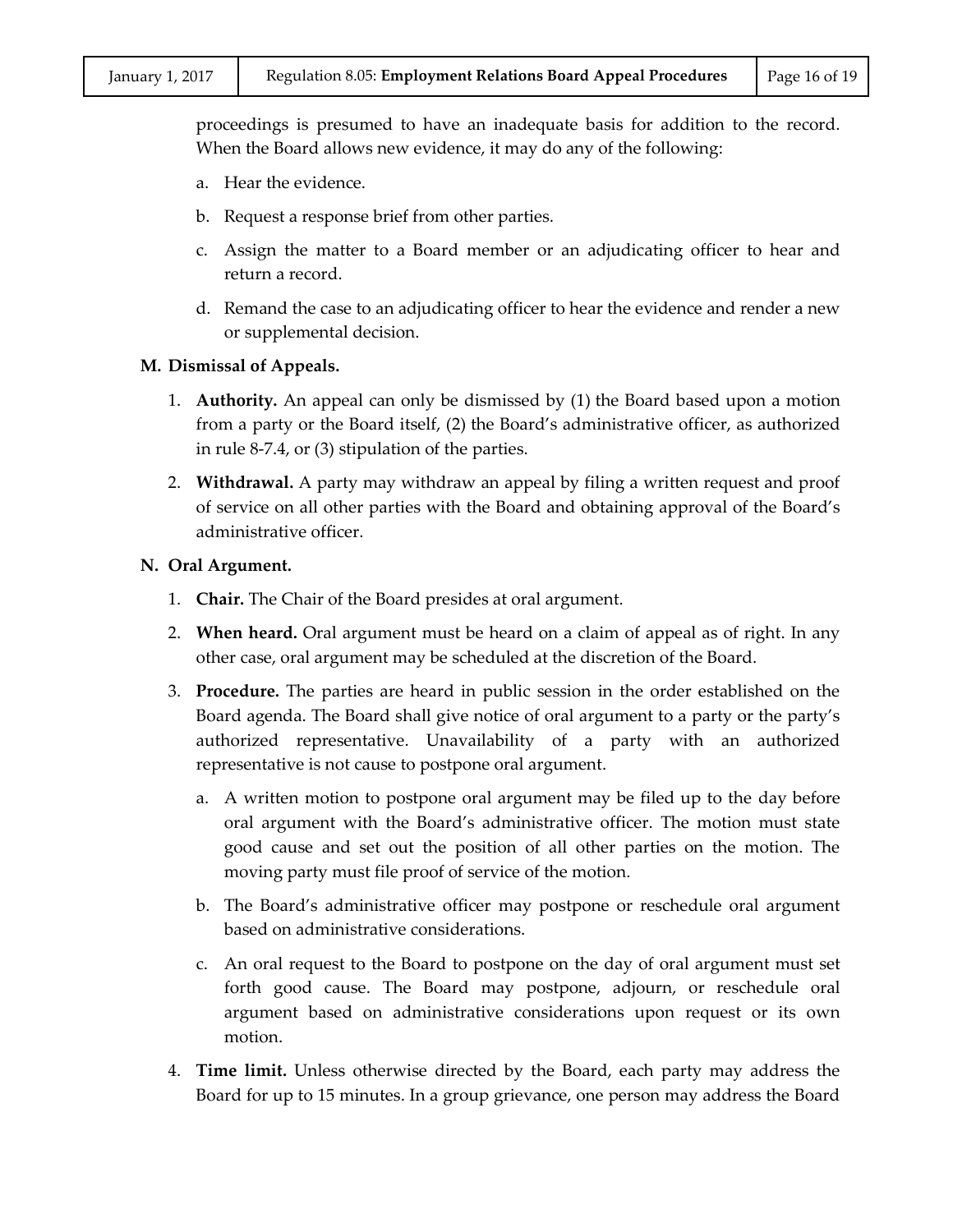proceedings is presumed to have an inadequate basis for addition to the record. When the Board allows new evidence, it may do any of the following:

a. Hear the evidence.

b. Request a response brief from other parties.

c. Assign the matter to a Board member or an adjudicating officer to hear and return a record.

d. Remand the case to an adjudicating officer to hear the evidence and render a new or supplemental decision.

**M. Dismissal of Appeals.**

1. **Authority.** An appeal can only be dismissed by (1) the Board based upon a motion from a party or the Board itself, (2) the Board's administrative officer, as authorized in rule 8-7.4, or (3) stipulation of the parties.

2. **Withdrawal.** A party may withdraw an appeal by filing a written request and proof of service on all other parties with the Board and obtaining approval of the Board's administrative officer.

**N. Oral Argument.**

1. **Chair.** The Chair of the Board presides at oral argument.

2. **When heard.** Oral argument must be heard on a claim of appeal as of right. In any other case, oral argument may be scheduled at the discretion of the Board.

3. **Procedure.** The parties are heard in public session in the order established on the Board agenda. The Board shall give notice of oral argument to a party or the party's authorized representative. Unavailability of a party with an authorized representative is not cause to postpone oral argument.

   a. A written motion to postpone oral argument may be filed up to the day before oral argument with the Board's administrative officer. The motion must state good cause and set out the position of all other parties on the motion. The moving party must file proof of service of the motion.

   b. The Board's administrative officer may postpone or reschedule oral argument based on administrative considerations.

   c. An oral request to the Board to postpone on the day of oral argument must set forth good cause. The Board may postpone, adjourn, or reschedule oral argument based on administrative considerations upon request or its own motion.

4. **Time limit.** Unless otherwise directed by the Board, each party may address the Board for up to 15 minutes. In a group grievance, one person may address the Board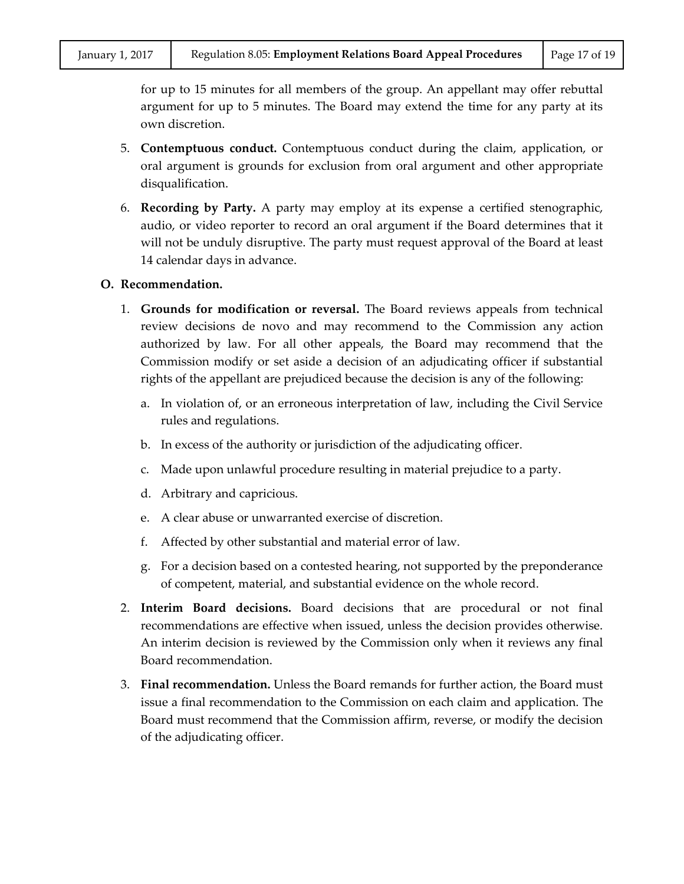for up to 15 minutes for all members of the group. An appellant may offer rebuttal argument for up to 5 minutes. The Board may extend the time for any party at its own discretion.

5. **Contemptuous conduct.** Contemptuous conduct during the claim, application, or oral argument is grounds for exclusion from oral argument and other appropriate disqualification.

6. **Recording by Party.** A party may employ at its expense a certified stenographic, audio, or video reporter to record an oral argument if the Board determines that it will not be unduly disruptive. The party must request approval of the Board at least 14 calendar days in advance.

**O. Recommendation.**

1. **Grounds for modification or reversal.** The Board reviews appeals from technical review decisions de novo and may recommend to the Commission any action authorized by law. For all other appeals, the Board may recommend that the Commission modify or set aside a decision of an adjudicating officer if substantial rights of the appellant are prejudiced because the decision is any of the following:

   a. In violation of, or an erroneous interpretation of law, including the Civil Service rules and regulations.

   b. In excess of the authority or jurisdiction of the adjudicating officer.

   c. Made upon unlawful procedure resulting in material prejudice to a party.

   d. Arbitrary and capricious.

   e. A clear abuse or unwarranted exercise of discretion.

   f. Affected by other substantial and material error of law.

   g. For a decision based on a contested hearing, not supported by the preponderance of competent, material, and substantial evidence on the whole record.

2. **Interim Board decisions.** Board decisions that are procedural or not final recommendations are effective when issued, unless the decision provides otherwise. An interim decision is reviewed by the Commission only when it reviews any final Board recommendation.

3. **Final recommendation.** Unless the Board remands for further action, the Board must issue a final recommendation to the Commission on each claim and application. The Board must recommend that the Commission affirm, reverse, or modify the decision of the adjudicating officer.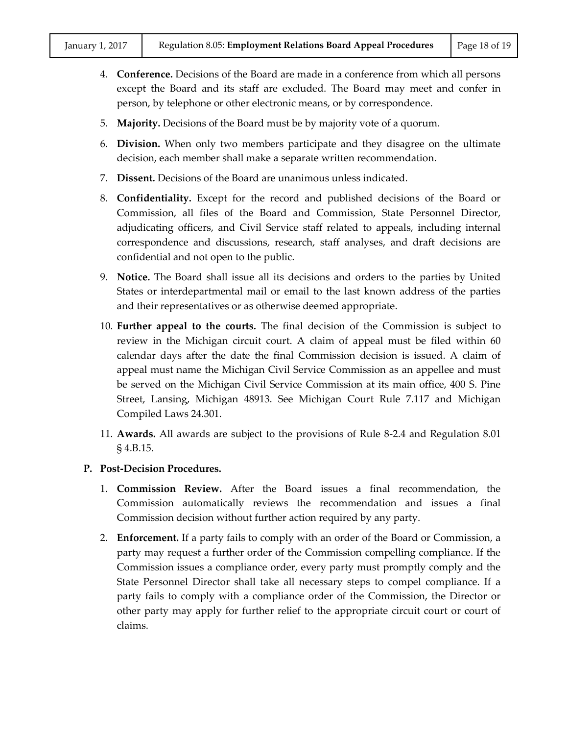4. **Conference.** Decisions of the Board are made in a conference from which all persons except the Board and its staff are excluded. The Board may meet and confer in person, by telephone or other electronic means, or by correspondence.

5. **Majority.** Decisions of the Board must be by majority vote of a quorum.

6. **Division.** When only two members participate and they disagree on the ultimate decision, each member shall make a separate written recommendation.

7. **Dissent.** Decisions of the Board are unanimous unless indicated.

8. **Confidentiality.** Except for the record and published decisions of the Board or Commission, all files of the Board and Commission, State Personnel Director, adjudicating officers, and Civil Service staff related to appeals, including internal correspondence and discussions, research, staff analyses, and draft decisions are confidential and not open to the public.

9. **Notice.** The Board shall issue all its decisions and orders to the parties by United States or interdepartmental mail or email to the last known address of the parties and their representatives or as otherwise deemed appropriate.

10. **Further appeal to the courts.** The final decision of the Commission is subject to review in the Michigan circuit court. A claim of appeal must be filed within 60 calendar days after the date the final Commission decision is issued. A claim of appeal must name the Michigan Civil Service Commission as an appellee and must be served on the Michigan Civil Service Commission at its main office, 400 S. Pine Street, Lansing, Michigan 48913. See Michigan Court Rule 7.117 and Michigan Compiled Laws 24.301.

11. **Awards.** All awards are subject to the provisions of Rule 8-2.4 and Regulation 8.01 § 4.B.15.

**P. Post-Decision Procedures.**

1. **Commission Review.** After the Board issues a final recommendation, the Commission automatically reviews the recommendation and issues a final Commission decision without further action required by any party.

2. **Enforcement.** If a party fails to comply with an order of the Board or Commission, a party may request a further order of the Commission compelling compliance. If the Commission issues a compliance order, every party must promptly comply and the State Personnel Director shall take all necessary steps to compel compliance. If a party fails to comply with a compliance order of the Commission, the Director or other party may apply for further relief to the appropriate circuit court or court of claims.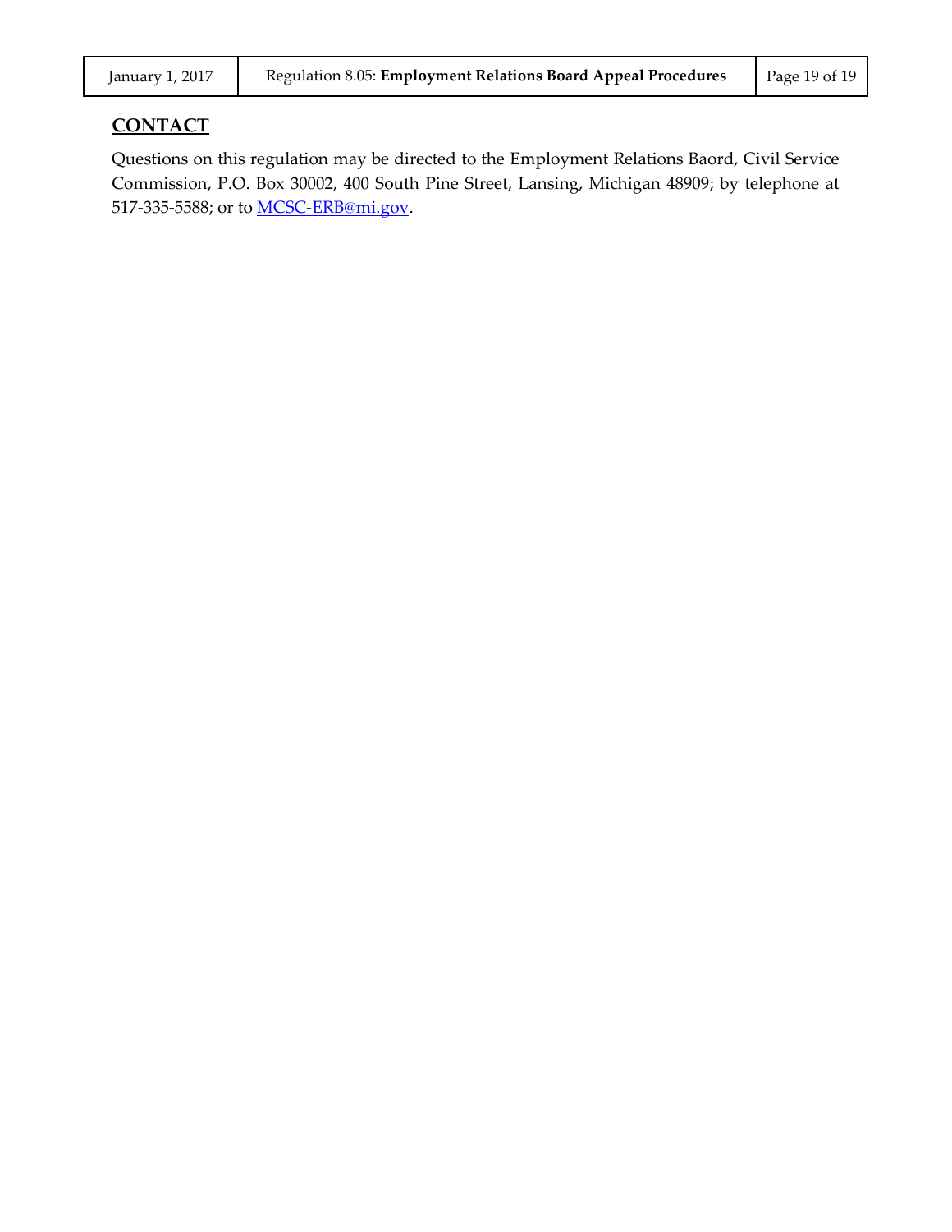## CONTACT

Questions on this regulation may be directed to the Employment Relations Baord, Civil Service Commission, P.O. Box 30002, 400 South Pine Street, Lansing, Michigan 48909; by telephone at 517-335-5588; or to MCSC-ERB@mi.gov.